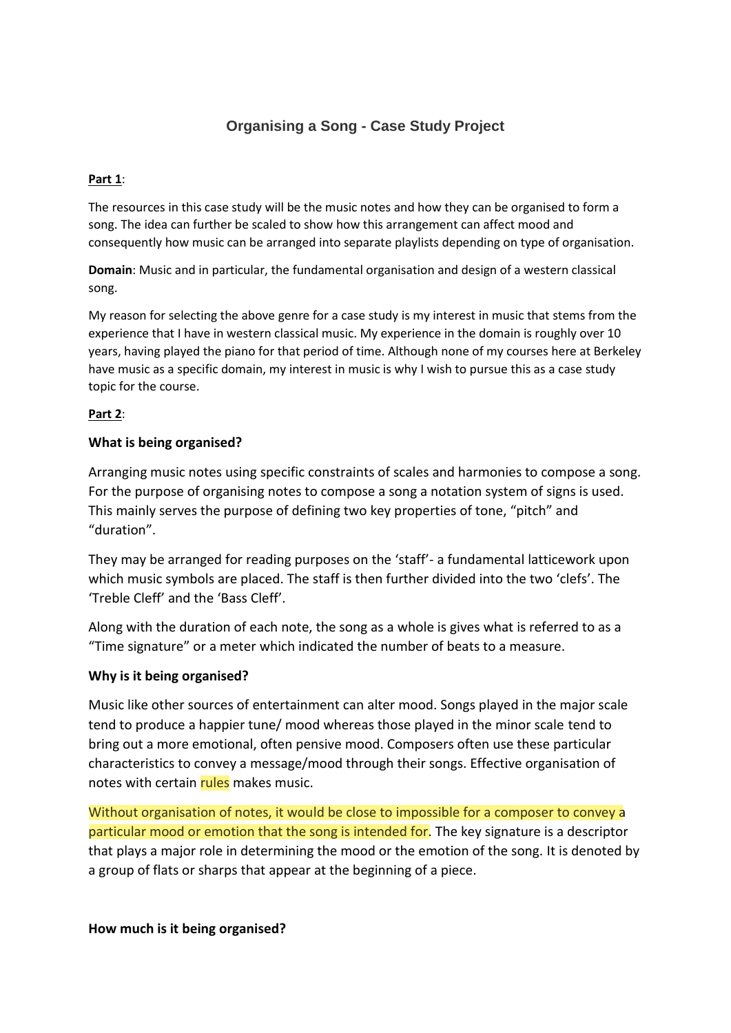# Organising a Song - Case Study Project

**Part 1**:

The resources in this case study will be the music notes and how they can be organised to form a song. The idea can further be scaled to show how this arrangement can affect mood and consequently how music can be arranged into separate playlists depending on type of organisation.

**Domain**: Music and in particular, the fundamental organisation and design of a western classical song.

My reason for selecting the above genre for a case study is my interest in music that stems from the experience that I have in western classical music. My experience in the domain is roughly over 10 years, having played the piano for that period of time. Although none of my courses here at Berkeley have music as a specific domain, my interest in music is why I wish to pursue this as a case study topic for the course.

**Part 2**:

**What is being organised?**

Arranging music notes using specific constraints of scales and harmonies to compose a song. For the purpose of organising notes to compose a song a notation system of signs is used. This mainly serves the purpose of defining two key properties of tone, "pitch" and "duration".

They may be arranged for reading purposes on the 'staff'- a fundamental latticework upon which music symbols are placed. The staff is then further divided into the two 'clefs'. The 'Treble Cleff' and the 'Bass Cleff'.

Along with the duration of each note, the song as a whole is gives what is referred to as a "Time signature" or a meter which indicated the number of beats to a measure.

**Why is it being organised?**

Music like other sources of entertainment can alter mood. Songs played in the major scale tend to produce a happier tune/ mood whereas those played in the minor scale tend to bring out a more emotional, often pensive mood. Composers often use these particular characteristics to convey a message/mood through their songs. Effective organisation of notes with certain rules makes music.

Without organisation of notes, it would be close to impossible for a composer to convey a particular mood or emotion that the song is intended for. The key signature is a descriptor that plays a major role in determining the mood or the emotion of the song. It is denoted by a group of flats or sharps that appear at the beginning of a piece.

**How much is it being organised?**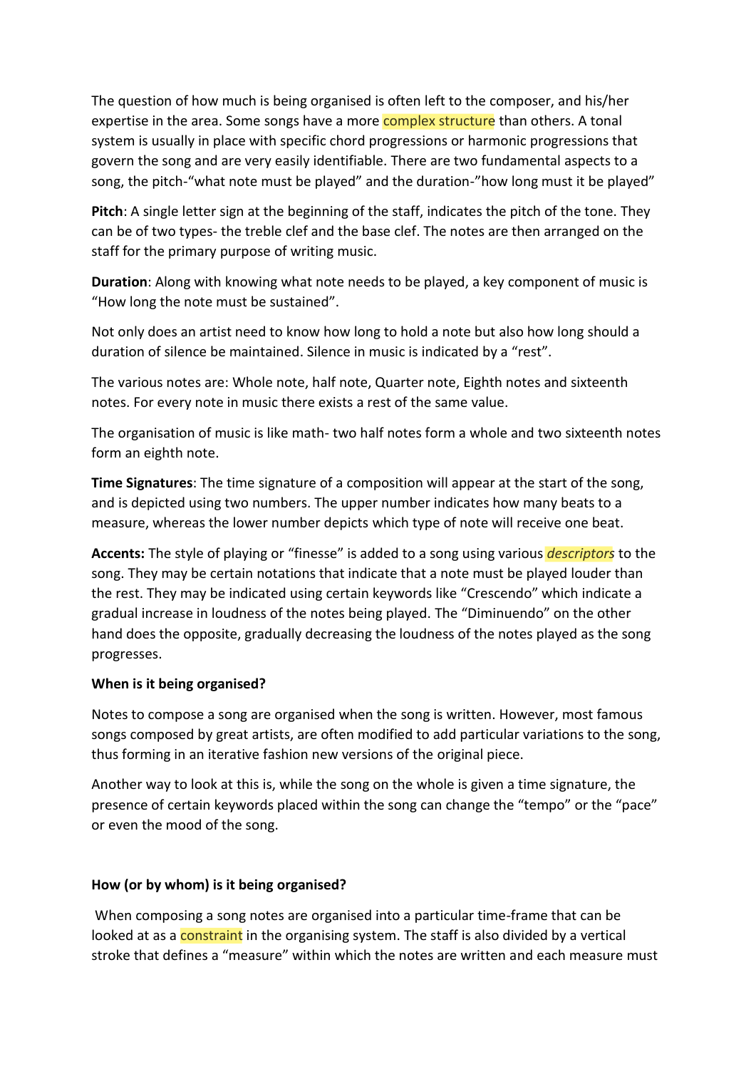The question of how much is being organised is often left to the composer, and his/her expertise in the area. Some songs have a more complex structure than others. A tonal system is usually in place with specific chord progressions or harmonic progressions that govern the song and are very easily identifiable. There are two fundamental aspects to a song, the pitch-"what note must be played" and the duration-"how long must it be played"

**Pitch**: A single letter sign at the beginning of the staff, indicates the pitch of the tone. They can be of two types- the treble clef and the base clef. The notes are then arranged on the staff for the primary purpose of writing music.

**Duration**: Along with knowing what note needs to be played, a key component of music is "How long the note must be sustained".

Not only does an artist need to know how long to hold a note but also how long should a duration of silence be maintained. Silence in music is indicated by a "rest".

The various notes are: Whole note, half note, Quarter note, Eighth notes and sixteenth notes. For every note in music there exists a rest of the same value.

The organisation of music is like math- two half notes form a whole and two sixteenth notes form an eighth note.

**Time Signatures**: The time signature of a composition will appear at the start of the song, and is depicted using two numbers. The upper number indicates how many beats to a measure, whereas the lower number depicts which type of note will receive one beat.

**Accents:** The style of playing or "finesse" is added to a song using various *descriptors* to the song. They may be certain notations that indicate that a note must be played louder than the rest. They may be indicated using certain keywords like "Crescendo" which indicate a gradual increase in loudness of the notes being played. The "Diminuendo" on the other hand does the opposite, gradually decreasing the loudness of the notes played as the song progresses.

**When is it being organised?**

Notes to compose a song are organised when the song is written. However, most famous songs composed by great artists, are often modified to add particular variations to the song, thus forming in an iterative fashion new versions of the original piece.

Another way to look at this is, while the song on the whole is given a time signature, the presence of certain keywords placed within the song can change the "tempo" or the "pace" or even the mood of the song.

**How (or by whom) is it being organised?**

When composing a song notes are organised into a particular time-frame that can be looked at as a constraint in the organising system. The staff is also divided by a vertical stroke that defines a "measure" within which the notes are written and each measure must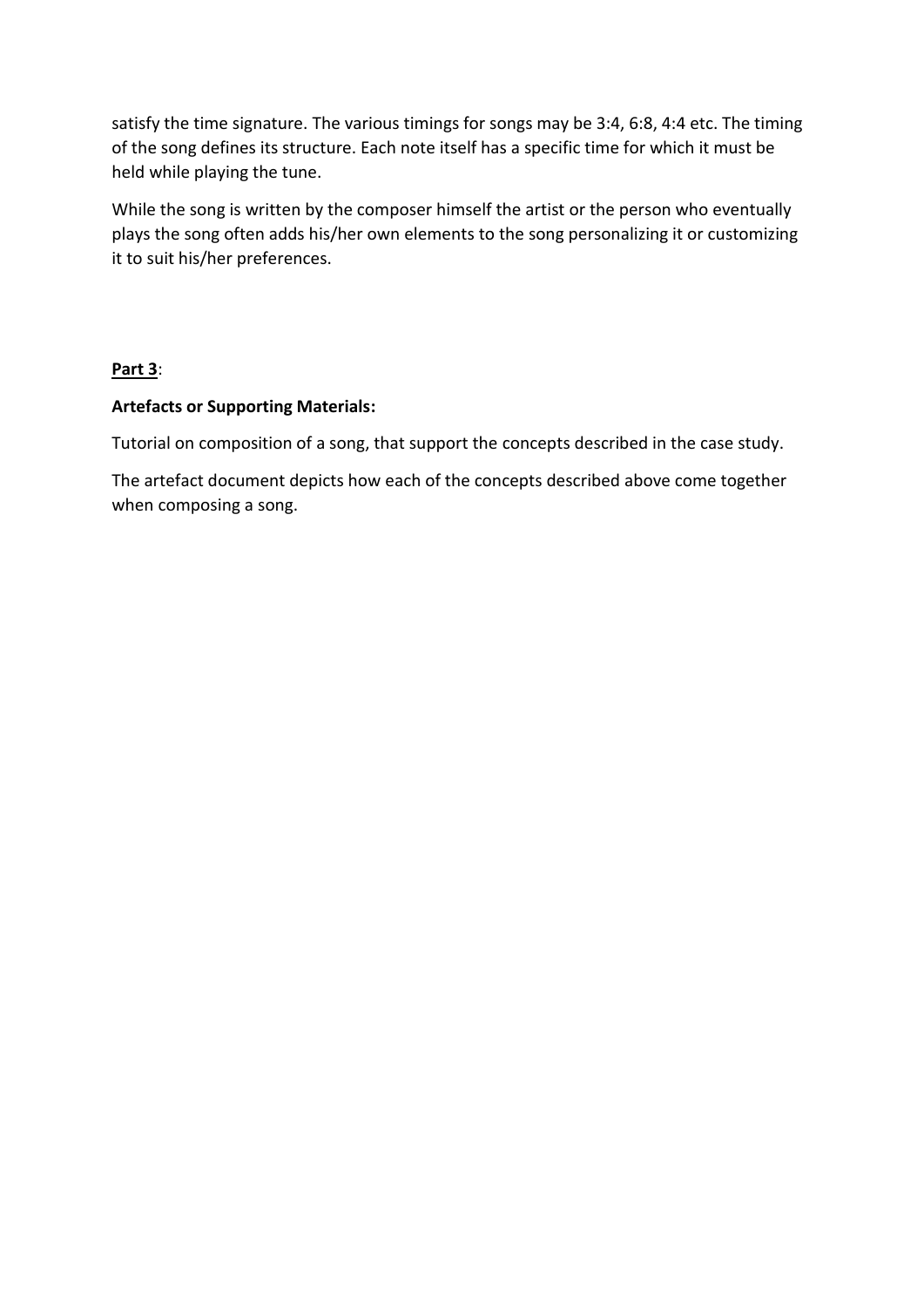satisfy the time signature. The various timings for songs may be 3:4, 6:8, 4:4 etc. The timing of the song defines its structure. Each note itself has a specific time for which it must be held while playing the tune.

While the song is written by the composer himself the artist or the person who eventually plays the song often adds his/her own elements to the song personalizing it or customizing it to suit his/her preferences.

**Part 3**:

**Artefacts or Supporting Materials:**

Tutorial on composition of a song, that support the concepts described in the case study.

The artefact document depicts how each of the concepts described above come together when composing a song.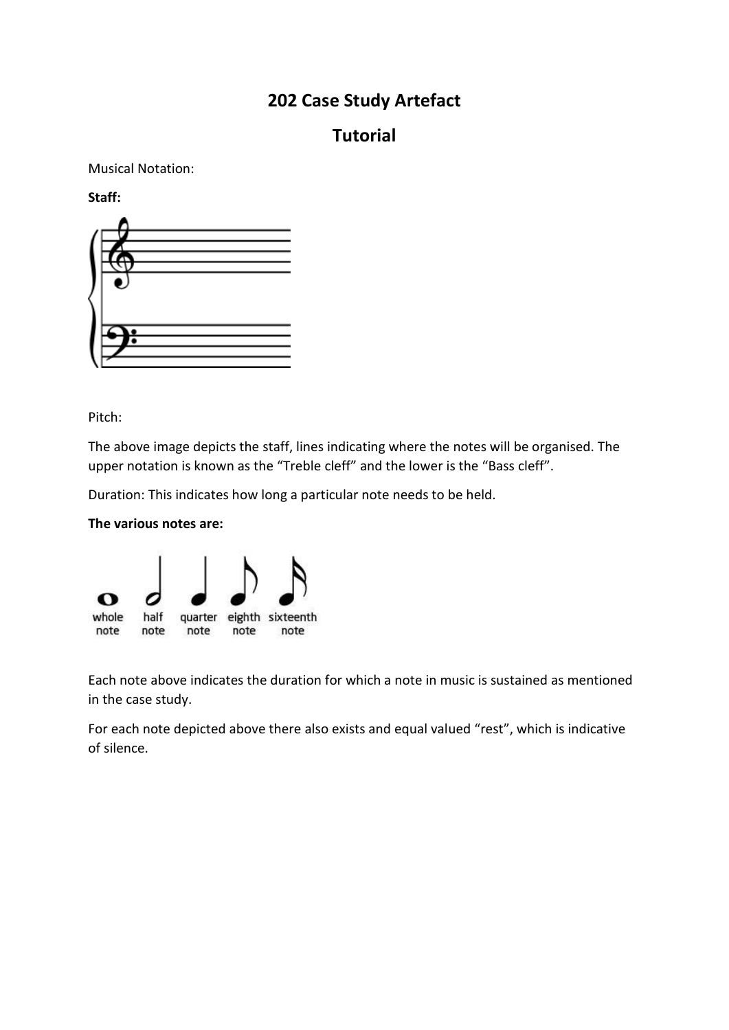# 202 Case Study Artefact

## Tutorial

Musical Notation:

**Staff:**

Pitch:

The above image depicts the staff, lines indicating where the notes will be organised. The upper notation is known as the “Treble cleff” and the lower is the “Bass cleff”.

Duration: This indicates how long a particular note needs to be held.

**The various notes are:**

whole note half note quarter note eighth note sixteenth note

Each note above indicates the duration for which a note in music is sustained as mentioned in the case study.

For each note depicted above there also exists and equal valued “rest”, which is indicative of silence.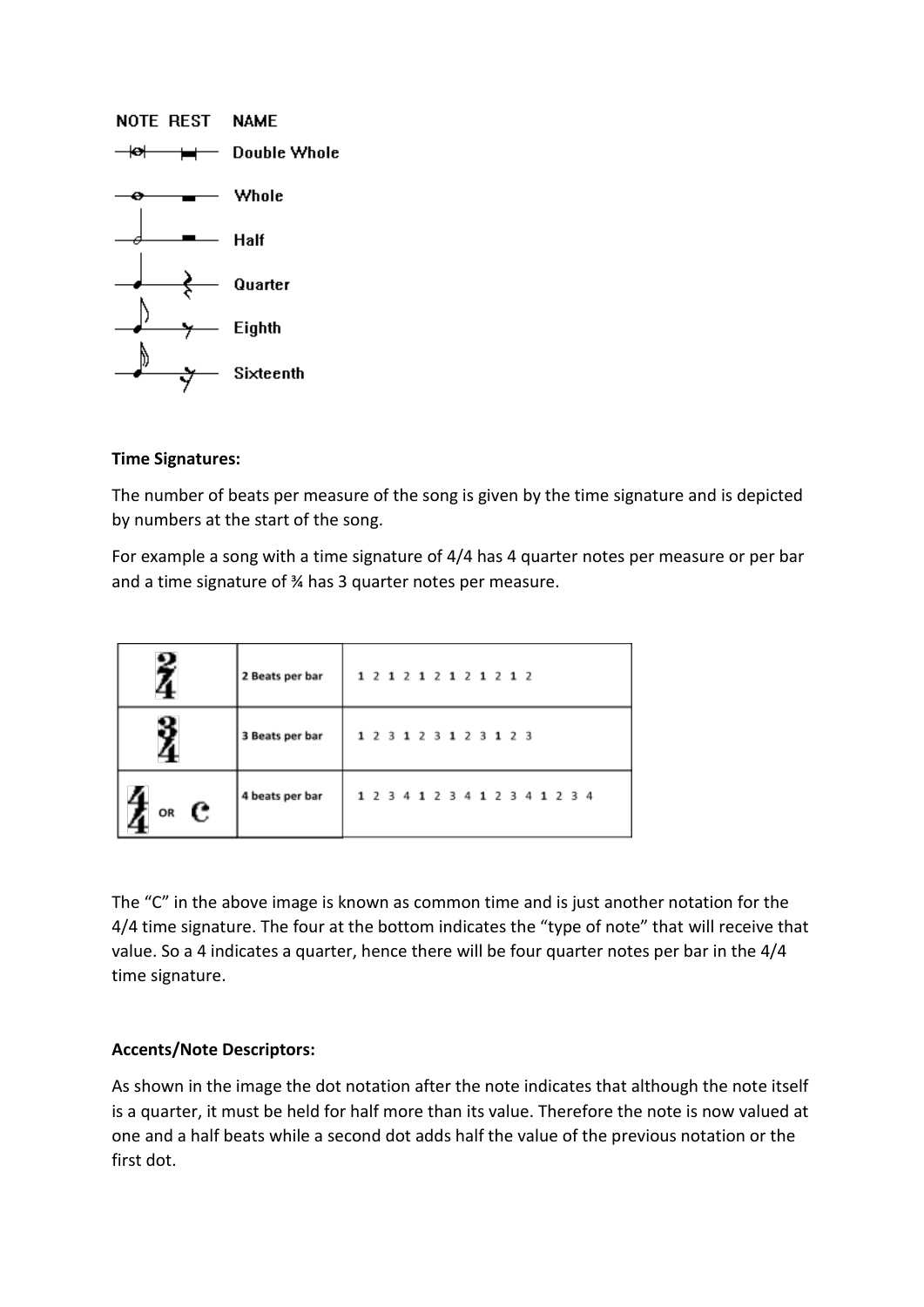| NOTE | REST | NAME |
|---|---|---|
| | | Double Whole |
| | | Whole |
| | | Half |
| | | Quarter |
| | | Eighth |
| | | Sixteenth |

**Time Signatures:**

The number of beats per measure of the song is given by the time signature and is depicted by numbers at the start of the song.

For example a song with a time signature of 4/4 has 4 quarter notes per measure or per bar and a time signature of ¾ has 3 quarter notes per measure.

| | | |
|---|---|---|
| 2/4 | 2 Beats per bar | 1 2 1 2 1 2 1 2 1 2 1 2 |
| 3/4 | 3 Beats per bar | 1 2 3 1 2 3 1 2 3 1 2 3 |
| 4/4 OR C | 4 beats per bar | 1 2 3 4 1 2 3 4 1 2 3 4 1 2 3 4 |

The "C" in the above image is known as common time and is just another notation for the 4/4 time signature. The four at the bottom indicates the "type of note" that will receive that value. So a 4 indicates a quarter, hence there will be four quarter notes per bar in the 4/4 time signature.

**Accents/Note Descriptors:**

As shown in the image the dot notation after the note indicates that although the note itself is a quarter, it must be held for half more than its value. Therefore the note is now valued at one and a half beats while a second dot adds half the value of the previous notation or the first dot.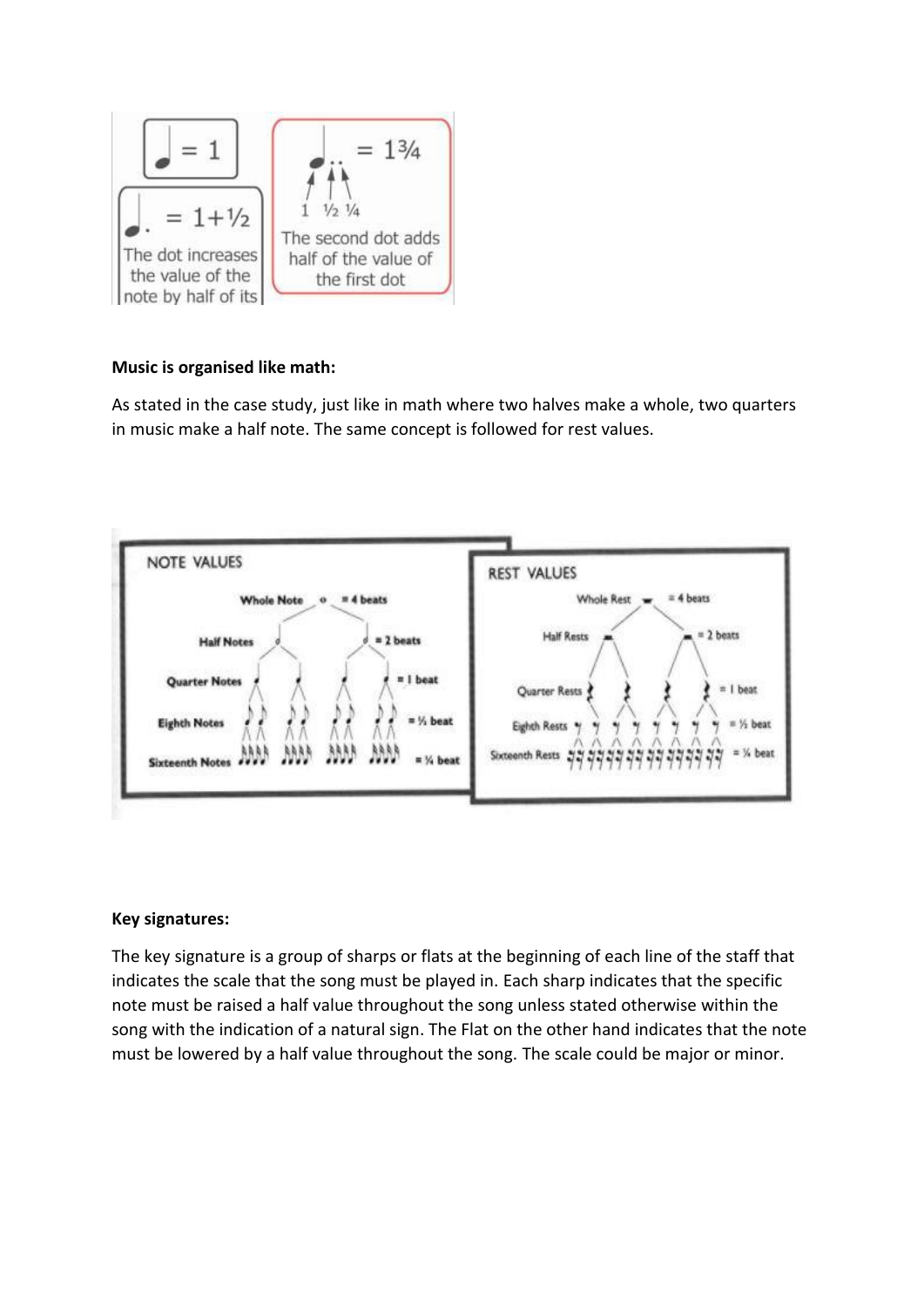**Music is organised like math:**

As stated in the case study, just like in math where two halves make a whole, two quarters in music make a half note. The same concept is followed for rest values.

**Key signatures:**

The key signature is a group of sharps or flats at the beginning of each line of the staff that indicates the scale that the song must be played in. Each sharp indicates that the specific note must be raised a half value throughout the song unless stated otherwise within the song with the indication of a natural sign. The Flat on the other hand indicates that the note must be lowered by a half value throughout the song. The scale could be major or minor.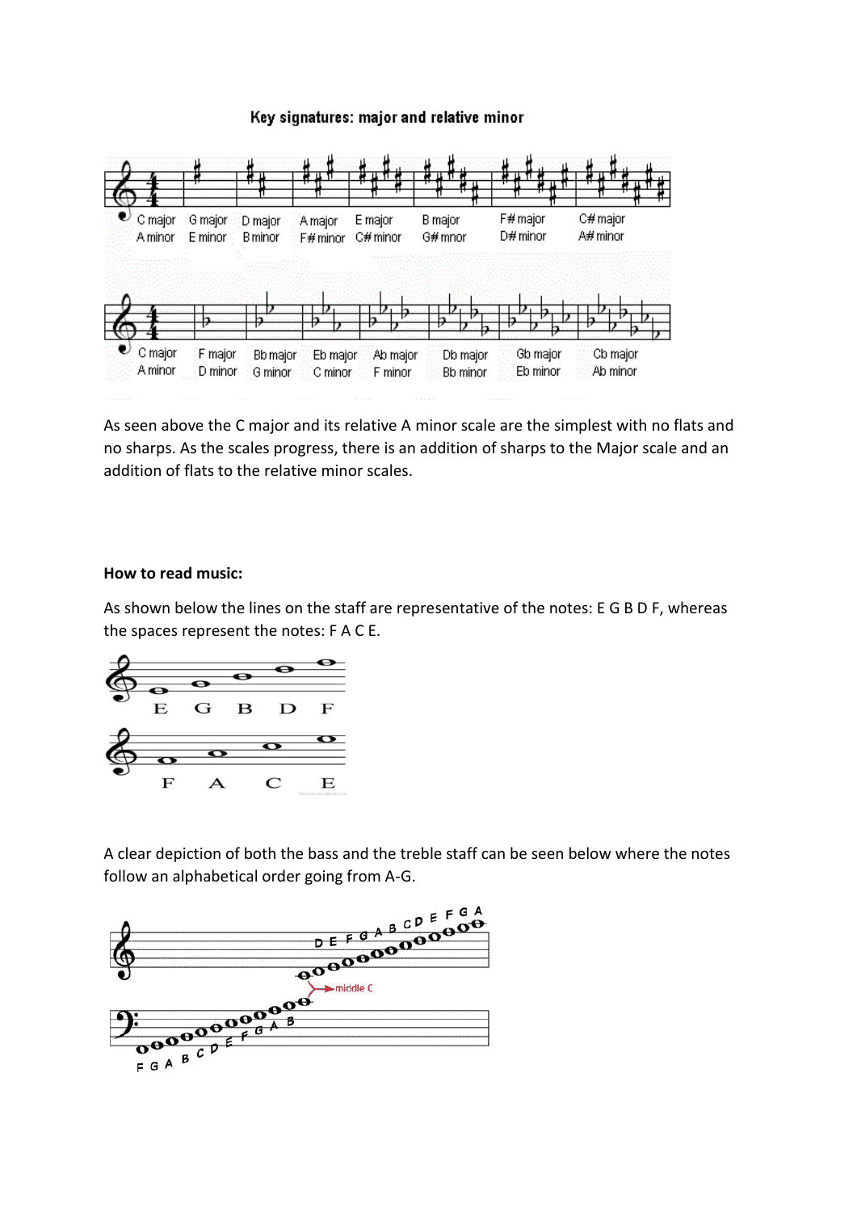Key signatures: major and relative minor

As seen above the C major and its relative A minor scale are the simplest with no flats and no sharps. As the scales progress, there is an addition of sharps to the Major scale and an addition of flats to the relative minor scales.

**How to read music:**

As shown below the lines on the staff are representative of the notes: E G B D F, whereas the spaces represent the notes: F A C E.

A clear depiction of both the bass and the treble staff can be seen below where the notes follow an alphabetical order going from A-G.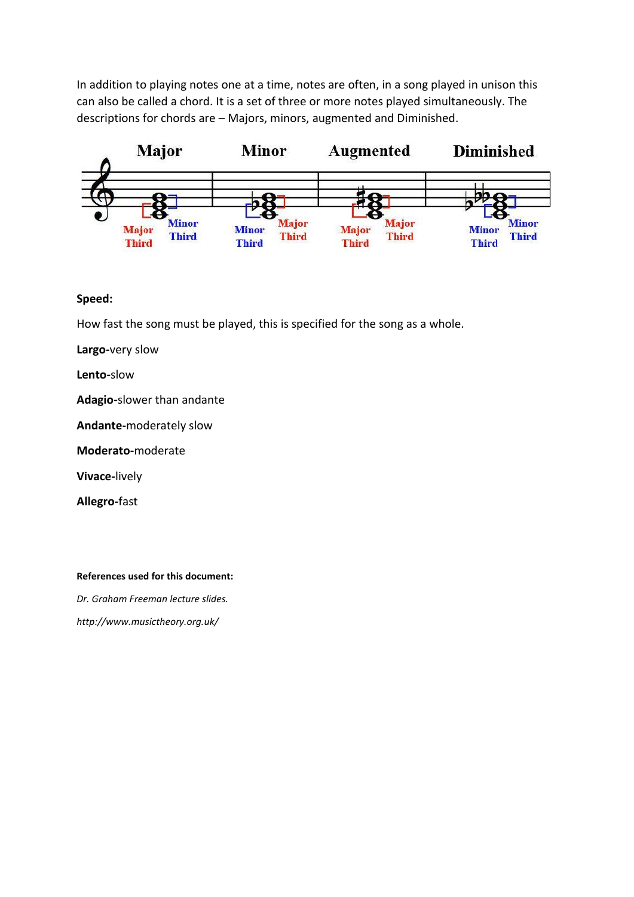In addition to playing notes one at a time, notes are often, in a song played in unison this can also be called a chord. It is a set of three or more notes played simultaneously. The descriptions for chords are – Majors, minors, augmented and Diminished.

Major
Major Third
Minor Third

Minor
Minor Third
Major Third

Augmented
Major Third
Major Third

Diminished
Minor Third
Minor Third

**Speed:**

How fast the song must be played, this is specified for the song as a whole.

**Largo-**very slow

**Lento-**slow

**Adagio-**slower than andante

**Andante-**moderately slow

**Moderato-**moderate

**Vivace-**lively

**Allegro-**fast

**References used for this document:**

*Dr. Graham Freeman lecture slides.*

*http://www.musictheory.org.uk/*